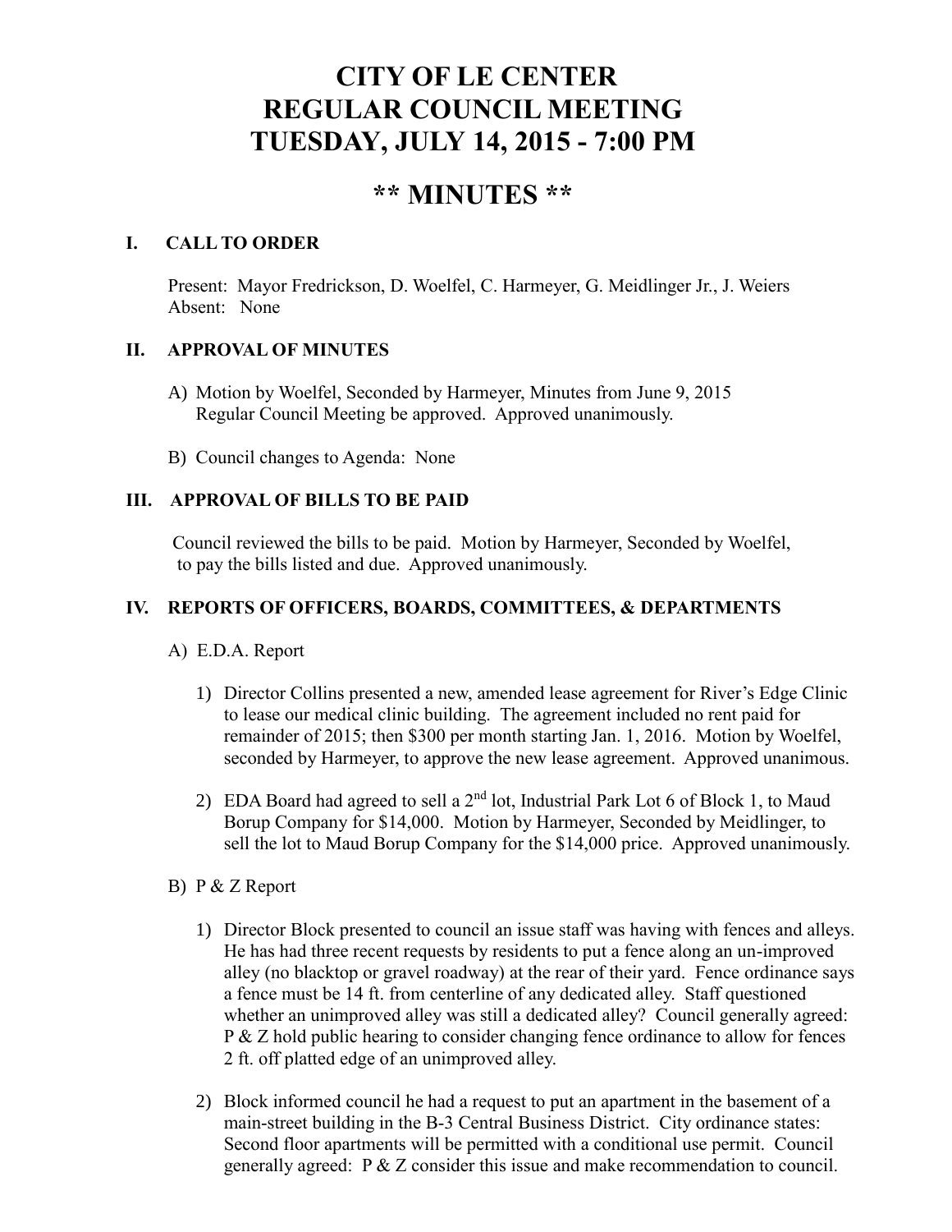# CITY OF LE CENTER
# REGULAR COUNCIL MEETING
# TUESDAY, JULY 14, 2015 - 7:00 PM

## ** MINUTES **

### I. CALL TO ORDER

Present: Mayor Fredrickson, D. Woelfel, C. Harmeyer, G. Meidlinger Jr., J. Weiers
Absent: None

### II. APPROVAL OF MINUTES

A) Motion by Woelfel, Seconded by Harmeyer, Minutes from June 9, 2015 Regular Council Meeting be approved. Approved unanimously.

B) Council changes to Agenda: None

### III. APPROVAL OF BILLS TO BE PAID

Council reviewed the bills to be paid. Motion by Harmeyer, Seconded by Woelfel, to pay the bills listed and due. Approved unanimously.

### IV. REPORTS OF OFFICERS, BOARDS, COMMITTEES, & DEPARTMENTS

A) E.D.A. Report

1) Director Collins presented a new, amended lease agreement for River's Edge Clinic to lease our medical clinic building. The agreement included no rent paid for remainder of 2015; then $300 per month starting Jan. 1, 2016. Motion by Woelfel, seconded by Harmeyer, to approve the new lease agreement. Approved unanimous.

2) EDA Board had agreed to sell a 2nd lot, Industrial Park Lot 6 of Block 1, to Maud Borup Company for $14,000. Motion by Harmeyer, Seconded by Meidlinger, to sell the lot to Maud Borup Company for the $14,000 price. Approved unanimously.

B) P & Z Report

1) Director Block presented to council an issue staff was having with fences and alleys. He has had three recent requests by residents to put a fence along an un-improved alley (no blacktop or gravel roadway) at the rear of their yard. Fence ordinance says a fence must be 14 ft. from centerline of any dedicated alley. Staff questioned whether an unimproved alley was still a dedicated alley? Council generally agreed: P & Z hold public hearing to consider changing fence ordinance to allow for fences 2 ft. off platted edge of an unimproved alley.

2) Block informed council he had a request to put an apartment in the basement of a main-street building in the B-3 Central Business District. City ordinance states: Second floor apartments will be permitted with a conditional use permit. Council generally agreed: P & Z consider this issue and make recommendation to council.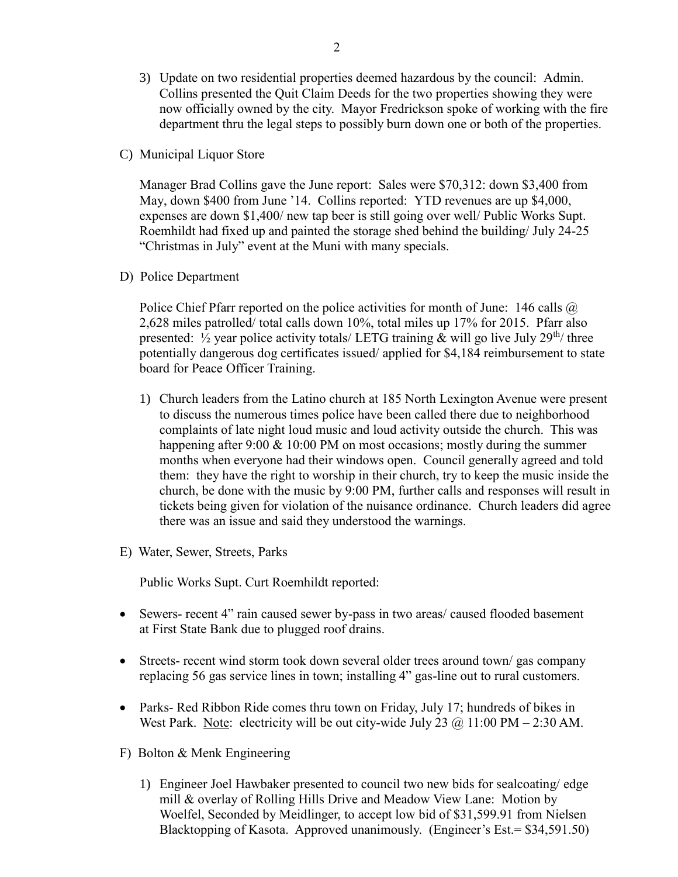3) Update on two residential properties deemed hazardous by the council: Admin. Collins presented the Quit Claim Deeds for the two properties showing they were now officially owned by the city. Mayor Fredrickson spoke of working with the fire department thru the legal steps to possibly burn down one or both of the properties.

C) Municipal Liquor Store

Manager Brad Collins gave the June report: Sales were $70,312: down $3,400 from May, down $400 from June '14. Collins reported: YTD revenues are up $4,000, expenses are down $1,400/ new tap beer is still going over well/ Public Works Supt. Roemhildt had fixed up and painted the storage shed behind the building/ July 24-25 "Christmas in July" event at the Muni with many specials.

D) Police Department

Police Chief Pfarr reported on the police activities for month of June: 146 calls @ 2,628 miles patrolled/ total calls down 10%, total miles up 17% for 2015. Pfarr also presented: ½ year police activity totals/ LETG training & will go live July 29th/ three potentially dangerous dog certificates issued/ applied for $4,184 reimbursement to state board for Peace Officer Training.

1) Church leaders from the Latino church at 185 North Lexington Avenue were present to discuss the numerous times police have been called there due to neighborhood complaints of late night loud music and loud activity outside the church. This was happening after 9:00 & 10:00 PM on most occasions; mostly during the summer months when everyone had their windows open. Council generally agreed and told them: they have the right to worship in their church, try to keep the music inside the church, be done with the music by 9:00 PM, further calls and responses will result in tickets being given for violation of the nuisance ordinance. Church leaders did agree there was an issue and said they understood the warnings.

E) Water, Sewer, Streets, Parks

Public Works Supt. Curt Roemhildt reported:

- Sewers- recent 4" rain caused sewer by-pass in two areas/ caused flooded basement at First State Bank due to plugged roof drains.
- Streets- recent wind storm took down several older trees around town/ gas company replacing 56 gas service lines in town; installing 4" gas-line out to rural customers.
- Parks- Red Ribbon Ride comes thru town on Friday, July 17; hundreds of bikes in West Park. Note: electricity will be out city-wide July 23 @ 11:00 PM – 2:30 AM.

F) Bolton & Menk Engineering

1) Engineer Joel Hawbaker presented to council two new bids for sealcoating/ edge mill & overlay of Rolling Hills Drive and Meadow View Lane: Motion by Woelfel, Seconded by Meidlinger, to accept low bid of $31,599.91 from Nielsen Blacktopping of Kasota. Approved unanimously. (Engineer's Est.= $34,591.50)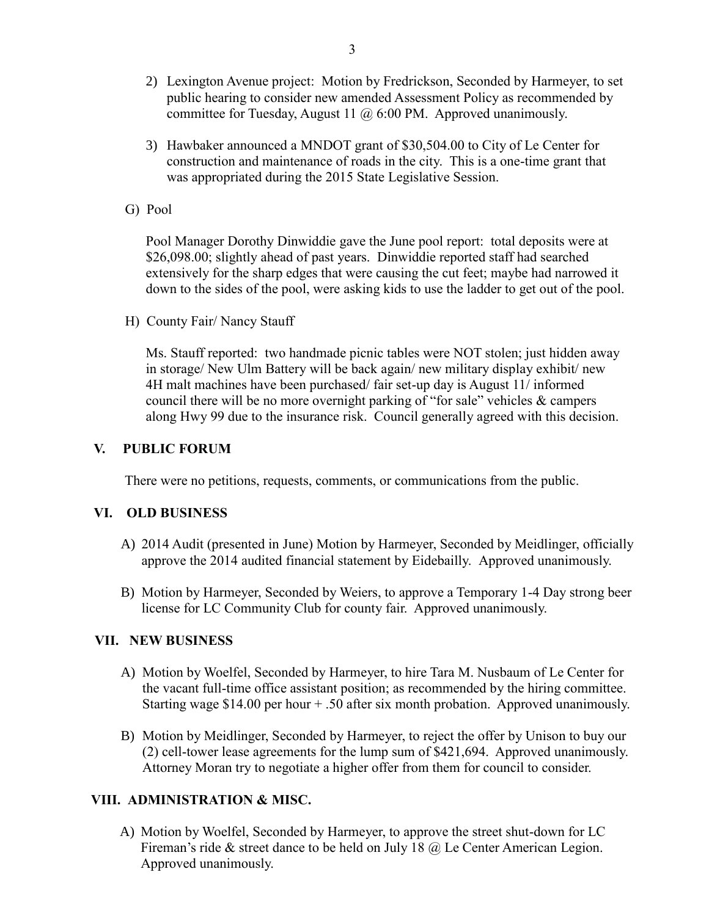2) Lexington Avenue project: Motion by Fredrickson, Seconded by Harmeyer, to set public hearing to consider new amended Assessment Policy as recommended by committee for Tuesday, August 11 @ 6:00 PM. Approved unanimously.

3) Hawbaker announced a MNDOT grant of $30,504.00 to City of Le Center for construction and maintenance of roads in the city. This is a one-time grant that was appropriated during the 2015 State Legislative Session.

G) Pool

Pool Manager Dorothy Dinwiddie gave the June pool report: total deposits were at $26,098.00; slightly ahead of past years. Dinwiddie reported staff had searched extensively for the sharp edges that were causing the cut feet; maybe had narrowed it down to the sides of the pool, were asking kids to use the ladder to get out of the pool.

H) County Fair/ Nancy Stauff

Ms. Stauff reported: two handmade picnic tables were NOT stolen; just hidden away in storage/ New Ulm Battery will be back again/ new military display exhibit/ new 4H malt machines have been purchased/ fair set-up day is August 11/ informed council there will be no more overnight parking of "for sale" vehicles & campers along Hwy 99 due to the insurance risk. Council generally agreed with this decision.

## V. PUBLIC FORUM

There were no petitions, requests, comments, or communications from the public.

## VI. OLD BUSINESS

A) 2014 Audit (presented in June) Motion by Harmeyer, Seconded by Meidlinger, officially approve the 2014 audited financial statement by Eidebailly. Approved unanimously.

B) Motion by Harmeyer, Seconded by Weiers, to approve a Temporary 1-4 Day strong beer license for LC Community Club for county fair. Approved unanimously.

## VII. NEW BUSINESS

A) Motion by Woelfel, Seconded by Harmeyer, to hire Tara M. Nusbaum of Le Center for the vacant full-time office assistant position; as recommended by the hiring committee. Starting wage $14.00 per hour + .50 after six month probation. Approved unanimously.

B) Motion by Meidlinger, Seconded by Harmeyer, to reject the offer by Unison to buy our (2) cell-tower lease agreements for the lump sum of $421,694. Approved unanimously. Attorney Moran try to negotiate a higher offer from them for council to consider.

## VIII. ADMINISTRATION & MISC.

A) Motion by Woelfel, Seconded by Harmeyer, to approve the street shut-down for LC Fireman's ride & street dance to be held on July 18 @ Le Center American Legion. Approved unanimously.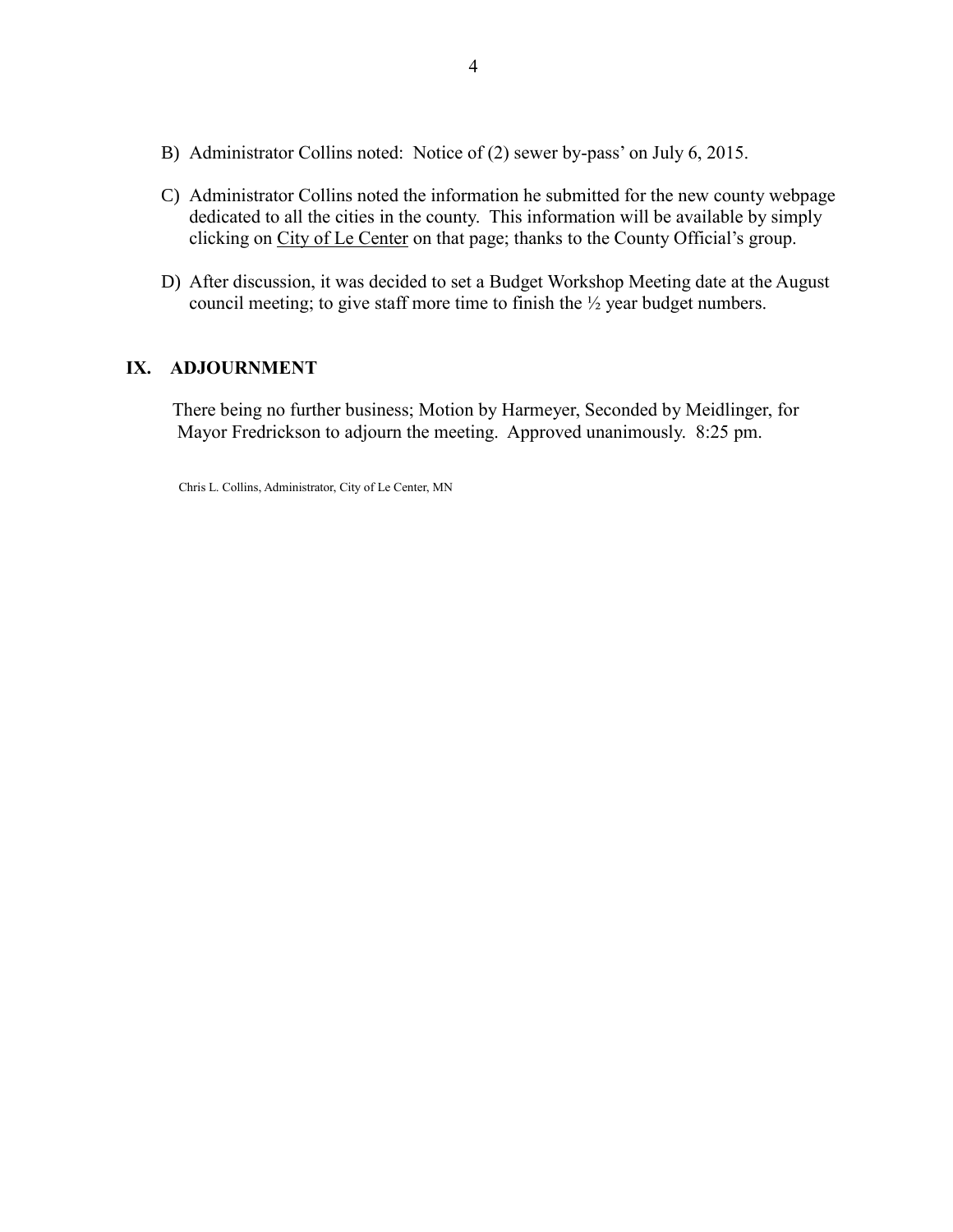B) Administrator Collins noted: Notice of (2) sewer by-pass' on July 6, 2015.

C) Administrator Collins noted the information he submitted for the new county webpage dedicated to all the cities in the county. This information will be available by simply clicking on City of Le Center on that page; thanks to the County Official's group.

D) After discussion, it was decided to set a Budget Workshop Meeting date at the August council meeting; to give staff more time to finish the ½ year budget numbers.

## IX. ADJOURNMENT

There being no further business; Motion by Harmeyer, Seconded by Meidlinger, for Mayor Fredrickson to adjourn the meeting. Approved unanimously. 8:25 pm.

Chris L. Collins, Administrator, City of Le Center, MN